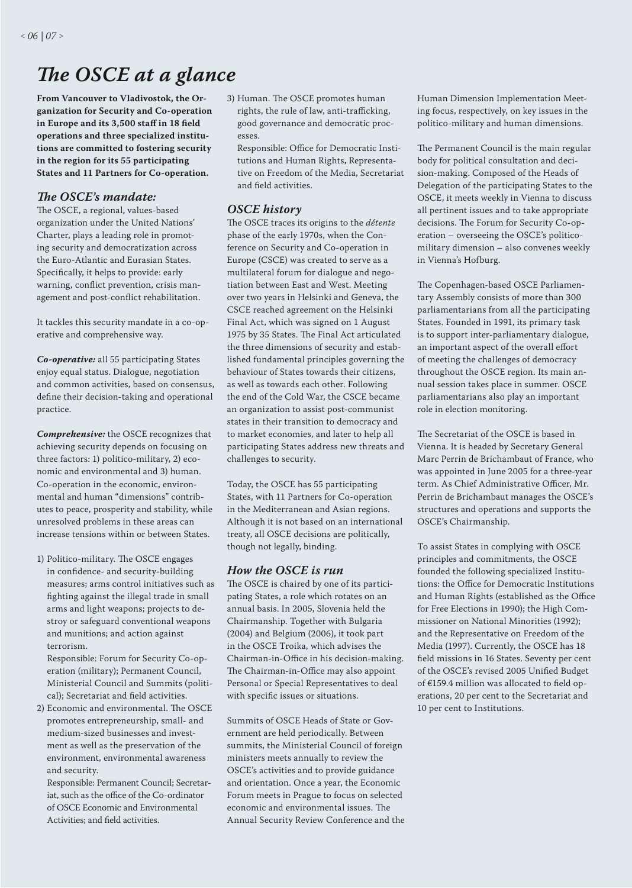# The OSCE at a glance

**From Vancouver to Vladivostok, the Organization for Security and Co-operation in Europe and its 3,500 staff in 18 field operations and three specialized institutions are committed to fostering security in the region for its 55 participating States and 11 Partners for Co-operation.**

## The OSCE's mandate:

The OSCE, a regional, values-based organization under the United Nations' Charter, plays a leading role in promoting security and democratization across the Euro-Atlantic and Eurasian States. Specifically, it helps to provide: early warning, conflict prevention, crisis management and post-conflict rehabilitation.

It tackles this security mandate in a co-operative and comprehensive way.

***Co-operative:*** all 55 participating States enjoy equal status. Dialogue, negotiation and common activities, based on consensus, define their decision-taking and operational practice.

***Comprehensive:*** the OSCE recognizes that achieving security depends on focusing on three factors: 1) politico-military, 2) economic and environmental and 3) human. Co-operation in the economic, environmental and human "dimensions" contributes to peace, prosperity and stability, while unresolved problems in these areas can increase tensions within or between States.

1) Politico-military. The OSCE engages in confidence- and security-building measures; arms control initiatives such as fighting against the illegal trade in small arms and light weapons; projects to destroy or safeguard conventional weapons and munitions; and action against terrorism.
   Responsible: Forum for Security Co-operation (military); Permanent Council, Ministerial Council and Summits (political); Secretariat and field activities.
2) Economic and environmental. The OSCE promotes entrepreneurship, small- and medium-sized businesses and investment as well as the preservation of the environment, environmental awareness and security.
   Responsible: Permanent Council; Secretariat, such as the office of the Co-ordinator of OSCE Economic and Environmental Activities; and field activities.
3) Human. The OSCE promotes human rights, the rule of law, anti-trafficking, good governance and democratic processes.
   Responsible: Office for Democratic Institutions and Human Rights, Representative on Freedom of the Media, Secretariat and field activities.

## OSCE history

The OSCE traces its origins to the *détente* phase of the early 1970s, when the Conference on Security and Co-operation in Europe (CSCE) was created to serve as a multilateral forum for dialogue and negotiation between East and West. Meeting over two years in Helsinki and Geneva, the CSCE reached agreement on the Helsinki Final Act, which was signed on 1 August 1975 by 35 States. The Final Act articulated the three dimensions of security and established fundamental principles governing the behaviour of States towards their citizens, as well as towards each other. Following the end of the Cold War, the CSCE became an organization to assist post-communist states in their transition to democracy and to market economies, and later to help all participating States address new threats and challenges to security.

Today, the OSCE has 55 participating States, with 11 Partners for Co-operation in the Mediterranean and Asian regions. Although it is not based on an international treaty, all OSCE decisions are politically, though not legally, binding.

## How the OSCE is run

The OSCE is chaired by one of its participating States, a role which rotates on an annual basis. In 2005, Slovenia held the Chairmanship. Together with Bulgaria (2004) and Belgium (2006), it took part in the OSCE Troika, which advises the Chairman-in-Office in his decision-making. The Chairman-in-Office may also appoint Personal or Special Representatives to deal with specific issues or situations.

Summits of OSCE Heads of State or Government are held periodically. Between summits, the Ministerial Council of foreign ministers meets annually to review the OSCE's activities and to provide guidance and orientation. Once a year, the Economic Forum meets in Prague to focus on selected economic and environmental issues. The Annual Security Review Conference and the Human Dimension Implementation Meeting focus, respectively, on key issues in the politico-military and human dimensions.

The Permanent Council is the main regular body for political consultation and decision-making. Composed of the Heads of Delegation of the participating States to the OSCE, it meets weekly in Vienna to discuss all pertinent issues and to take appropriate decisions. The Forum for Security Co-operation – overseeing the OSCE's politico-military dimension – also convenes weekly in Vienna's Hofburg.

The Copenhagen-based OSCE Parliamentary Assembly consists of more than 300 parliamentarians from all the participating States. Founded in 1991, its primary task is to support inter-parliamentary dialogue, an important aspect of the overall effort of meeting the challenges of democracy throughout the OSCE region. Its main annual session takes place in summer. OSCE parliamentarians also play an important role in election monitoring.

The Secretariat of the OSCE is based in Vienna. It is headed by Secretary General Marc Perrin de Brichambaut of France, who was appointed in June 2005 for a three-year term. As Chief Administrative Officer, Mr. Perrin de Brichambaut manages the OSCE's structures and operations and supports the OSCE's Chairmanship.

To assist States in complying with OSCE principles and commitments, the OSCE founded the following specialized Institutions: the Office for Democratic Institutions and Human Rights (established as the Office for Free Elections in 1990); the High Commissioner on National Minorities (1992); and the Representative on Freedom of the Media (1997). Currently, the OSCE has 18 field missions in 16 States. Seventy per cent of the OSCE's revised 2005 Unified Budget of €159.4 million was allocated to field operations, 20 per cent to the Secretariat and 10 per cent to Institutions.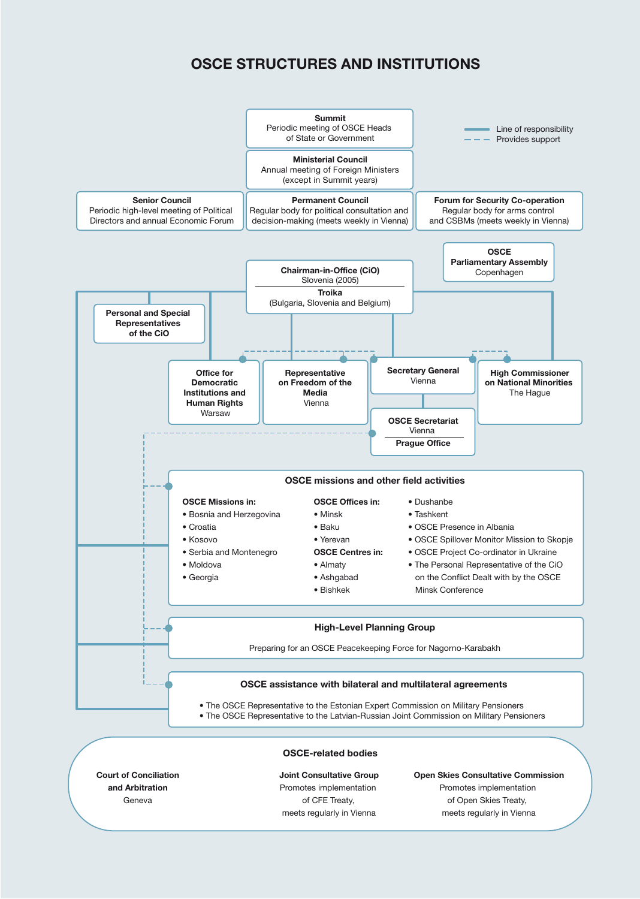# OSCE STRUCTURES AND INSTITUTIONS

Line of responsibility
Provides support

**Summit**
Periodic meeting of OSCE Heads of State or Government

**Ministerial Council**
Annual meeting of Foreign Ministers (except in Summit years)

**Senior Council**
Periodic high-level meeting of Political Directors and annual Economic Forum

**Permanent Council**
Regular body for political consultation and decision-making (meets weekly in Vienna)

**Forum for Security Co-operation**
Regular body for arms control and CSBMs (meets weekly in Vienna)

**OSCE Parliamentary Assembly**
Copenhagen

**Chairman-in-Office (CiO)**
Slovenia (2005)

**Troika**
(Bulgaria, Slovenia and Belgium)

**Personal and Special Representatives of the CiO**

**Office for Democratic Institutions and Human Rights**
Warsaw

**Representative on Freedom of the Media**
Vienna

**Secretary General**
Vienna

**High Commissioner on National Minorities**
The Hague

**OSCE Secretariat**
Vienna

**Prague Office**

## OSCE missions and other field activities

**OSCE Missions in:**

- Bosnia and Herzegovina
- Croatia
- Kosovo
- Serbia and Montenegro
- Moldova
- Georgia

**OSCE Offices in:**

- Minsk
- Baku
- Yerevan

**OSCE Centres in:**

- Almaty
- Ashgabad
- Bishkek
- Dushanbe
- Tashkent
- OSCE Presence in Albania
- OSCE Spillover Monitor Mission to Skopje
- OSCE Project Co-ordinator in Ukraine
- The Personal Representative of the CiO on the Conflict Dealt with by the OSCE Minsk Conference

## High-Level Planning Group

Preparing for an OSCE Peacekeeping Force for Nagorno-Karabakh

## OSCE assistance with bilateral and multilateral agreements

- The OSCE Representative to the Estonian Expert Commission on Military Pensioners
- The OSCE Representative to the Latvian-Russian Joint Commission on Military Pensioners

## OSCE-related bodies

**Court of Conciliation and Arbitration**
Geneva

**Joint Consultative Group**
Promotes implementation of CFE Treaty, meets regularly in Vienna

**Open Skies Consultative Commission**
Promotes implementation of Open Skies Treaty, meets regularly in Vienna